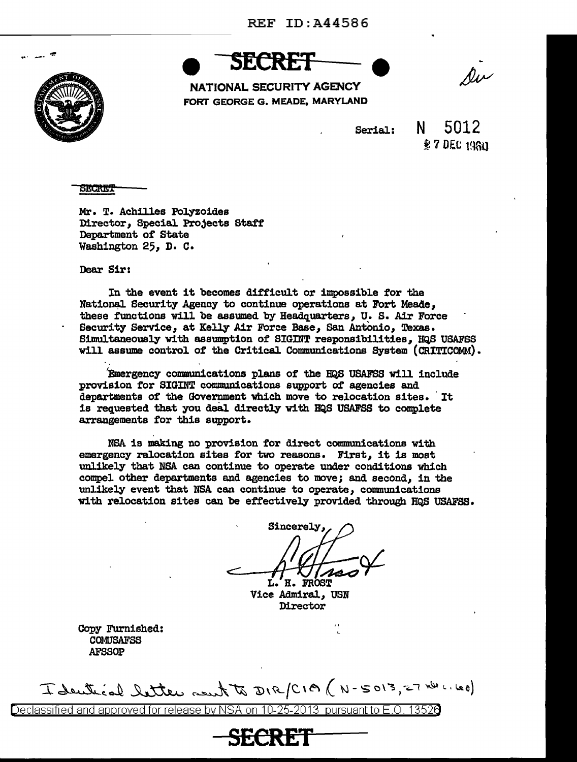REF ID:A44586

**SECRET**

NATIONAL SECURITY AGENCY
FORT GEORGE G. MEADE, MARYLAND

Dir

Serial: N 5012
27 DEC 1960

SECRET

Mr. T. Achilles Polyzoides
Director, Special Projects Staff
Department of State
Washington 25, D. C.

Dear Sir:

In the event it becomes difficult or impossible for the National Security Agency to continue operations at Fort Meade, these functions will be assumed by Headquarters, U. S. Air Force Security Service, at Kelly Air Force Base, San Antonio, Texas. Simultaneously with assumption of SIGINT responsibilities, HQS USAFSS will assume control of the Critical Communications System (CRITICOMM).

Emergency communications plans of the HQS USAFSS will include provision for SIGINT communications support of agencies and departments of the Government which move to relocation sites. It is requested that you deal directly with HQS USAFSS to complete arrangements for this support.

NSA is making no provision for direct communications with emergency relocation sites for two reasons. First, it is most unlikely that NSA can continue to operate under conditions which compel other departments and agencies to move; and second, in the unlikely event that NSA can continue to operate, communications with relocation sites can be effectively provided through HQS USAFSS.

Sincerely,

L. H. FROST
Vice Admiral, USN
Director

Copy Furnished:
COMUSAFSS
AFSSOP

Identical letter sent to DIR/CIA (N-5013, 27 Dec. 60)

Declassified and approved for release by NSA on 10-25-2013 pursuant to E.O. 13526

**SECRET**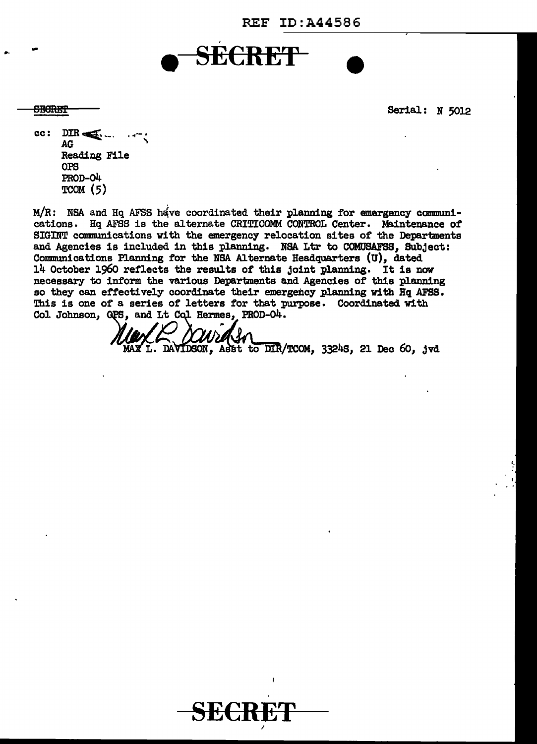REF ID:A44586

**SECRET**

~~SECRET~~

Serial: N 5012

cc: DIR
AG
Reading File
OPS
PROD-04
TCOM (5)

M/R: NSA and Hq AFSS have coordinated their planning for emergency communications. Hq AFSS is the alternate CRITICOMM CONTROL Center. Maintenance of SIGINT communications with the emergency relocation sites of the Departments and Agencies is included in this planning. NSA Ltr to COMUSAFSS, Subject: Communications Planning for the NSA Alternate Headquarters (U), dated 14 October 1960 reflects the results of this joint planning. It is now necessary to inform the various Departments and Agencies of this planning so they can effectively coordinate their emergency planning with Hq AFSS. This is one of a series of letters for that purpose. Coordinated with Col Johnson, OPS, and Lt Col Hermes, PROD-04.

Max L. Davidson
MAX L. DAVIDSON, Asst to DIR/TCOM, 3324S, 21 Dec 60, jvd

**SECRET**